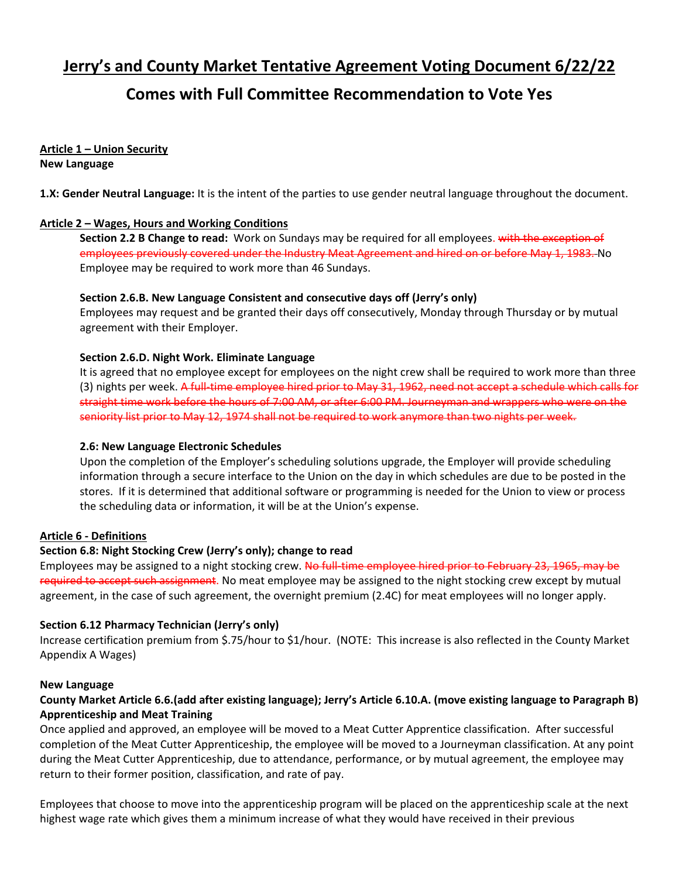# Jerry's and County Market Tentative Agreement Voting Document 6/22/22

## Comes with Full Committee Recommendation to Vote Yes

**Article 1 – Union Security**
**New Language**

**1.X: Gender Neutral Language:** It is the intent of the parties to use gender neutral language throughout the document.

**Article 2 – Wages, Hours and Working Conditions**

**Section 2.2 B Change to read:** Work on Sundays may be required for all employees. ~~with the exception of employees previously covered under the Industry Meat Agreement and hired on or before May 1, 1983.~~ No Employee may be required to work more than 46 Sundays.

**Section 2.6.B. New Language Consistent and consecutive days off (Jerry's only)**
Employees may request and be granted their days off consecutively, Monday through Thursday or by mutual agreement with their Employer.

**Section 2.6.D. Night Work. Eliminate Language**
It is agreed that no employee except for employees on the night crew shall be required to work more than three (3) nights per week. ~~A full-time employee hired prior to May 31, 1962, need not accept a schedule which calls for straight time work before the hours of 7:00 AM, or after 6:00 PM. Journeyman and wrappers who were on the seniority list prior to May 12, 1974 shall not be required to work anymore than two nights per week.~~

**2.6: New Language Electronic Schedules**
Upon the completion of the Employer's scheduling solutions upgrade, the Employer will provide scheduling information through a secure interface to the Union on the day in which schedules are due to be posted in the stores. If it is determined that additional software or programming is needed for the Union to view or process the scheduling data or information, it will be at the Union's expense.

**Article 6 - Definitions**

**Section 6.8: Night Stocking Crew (Jerry's only); change to read**
Employees may be assigned to a night stocking crew. ~~No full-time employee hired prior to February 23, 1965, may be required to accept such assignment.~~ No meat employee may be assigned to the night stocking crew except by mutual agreement, in the case of such agreement, the overnight premium (2.4C) for meat employees will no longer apply.

**Section 6.12 Pharmacy Technician (Jerry's only)**
Increase certification premium from $.75/hour to $1/hour. (NOTE: This increase is also reflected in the County Market Appendix A Wages)

**New Language**
**County Market Article 6.6.(add after existing language); Jerry's Article 6.10.A. (move existing language to Paragraph B) Apprenticeship and Meat Training**
Once applied and approved, an employee will be moved to a Meat Cutter Apprentice classification. After successful completion of the Meat Cutter Apprenticeship, the employee will be moved to a Journeyman classification. At any point during the Meat Cutter Apprenticeship, due to attendance, performance, or by mutual agreement, the employee may return to their former position, classification, and rate of pay.

Employees that choose to move into the apprenticeship program will be placed on the apprenticeship scale at the next highest wage rate which gives them a minimum increase of what they would have received in their previous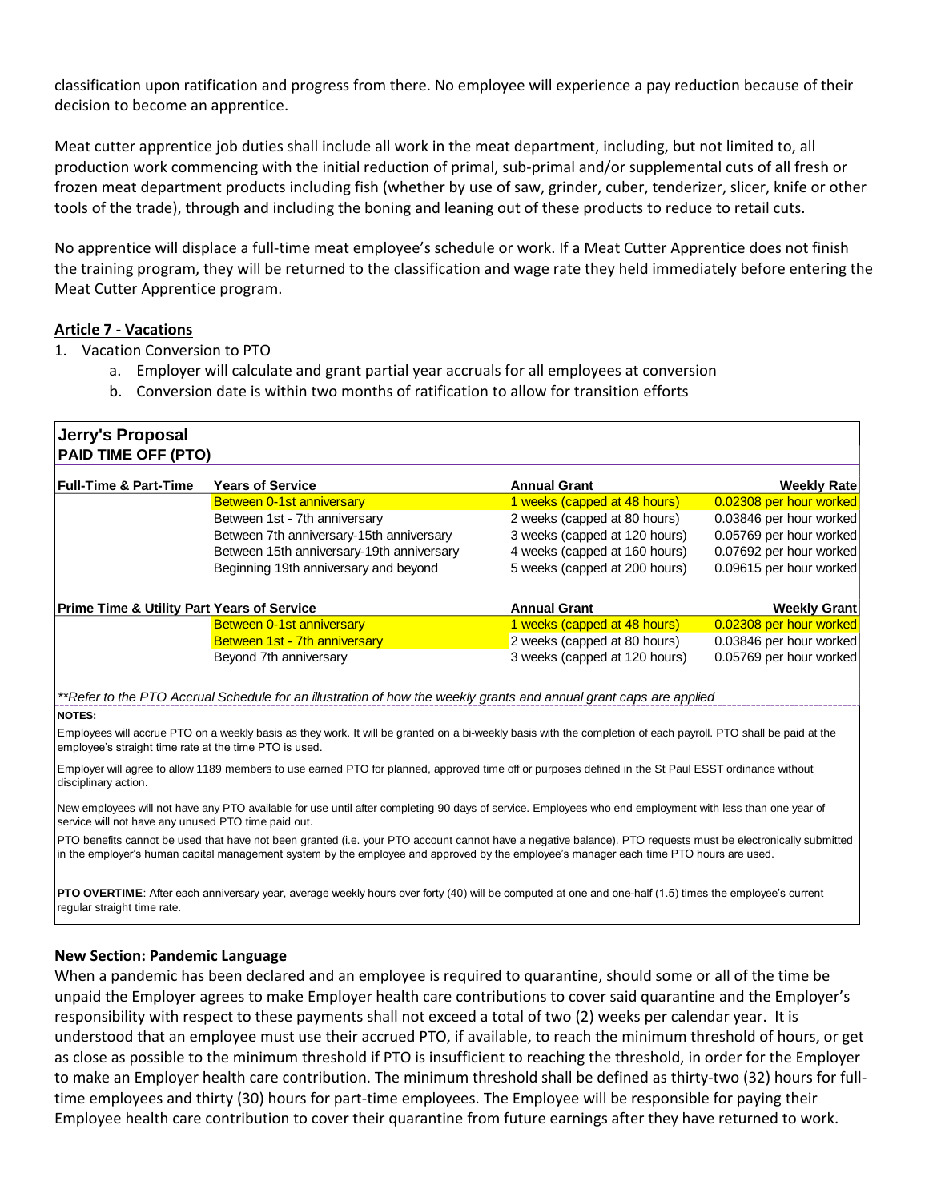classification upon ratification and progress from there. No employee will experience a pay reduction because of their decision to become an apprentice.

Meat cutter apprentice job duties shall include all work in the meat department, including, but not limited to, all production work commencing with the initial reduction of primal, sub-primal and/or supplemental cuts of all fresh or frozen meat department products including fish (whether by use of saw, grinder, cuber, tenderizer, slicer, knife or other tools of the trade), through and including the boning and leaning out of these products to reduce to retail cuts.

No apprentice will displace a full-time meat employee's schedule or work. If a Meat Cutter Apprentice does not finish the training program, they will be returned to the classification and wage rate they held immediately before entering the Meat Cutter Apprentice program.

**Article 7 - Vacations**

1. Vacation Conversion to PTO
   a. Employer will calculate and grant partial year accruals for all employees at conversion
   b. Conversion date is within two months of ratification to allow for transition efforts

**Jerry's Proposal**
**PAID TIME OFF (PTO)**

| Full-Time & Part-Time | Years of Service | Annual Grant | Weekly Rate |
|---|---|---|---|
| | Between 0-1st anniversary | 1 weeks (capped at 48 hours) | 0.02308 per hour worked |
| | Between 1st - 7th anniversary | 2 weeks (capped at 80 hours) | 0.03846 per hour worked |
| | Between 7th anniversary-15th anniversary | 3 weeks (capped at 120 hours) | 0.05769 per hour worked |
| | Between 15th anniversary-19th anniversary | 4 weeks (capped at 160 hours) | 0.07692 per hour worked |
| | Beginning 19th anniversary and beyond | 5 weeks (capped at 200 hours) | 0.09615 per hour worked |

| Prime Time & Utility Part | Years of Service | Annual Grant | Weekly Grant |
|---|---|---|---|
| | Between 0-1st anniversary | 1 weeks (capped at 48 hours) | 0.02308 per hour worked |
| | Between 1st - 7th anniversary | 2 weeks (capped at 80 hours) | 0.03846 per hour worked |
| | Beyond 7th anniversary | 3 weeks (capped at 120 hours) | 0.05769 per hour worked |

*\*\*Refer to the PTO Accrual Schedule for an illustration of how the weekly grants and annual grant caps are applied*

**NOTES:**

Employees will accrue PTO on a weekly basis as they work. It will be granted on a bi-weekly basis with the completion of each payroll. PTO shall be paid at the employee's straight time rate at the time PTO is used.

Employer will agree to allow 1189 members to use earned PTO for planned, approved time off or purposes defined in the St Paul ESST ordinance without disciplinary action.

New employees will not have any PTO available for use until after completing 90 days of service. Employees who end employment with less than one year of service will not have any unused PTO time paid out.

PTO benefits cannot be used that have not been granted (i.e. your PTO account cannot have a negative balance). PTO requests must be electronically submitted in the employer's human capital management system by the employee and approved by the employee's manager each time PTO hours are used.

**PTO OVERTIME**: After each anniversary year, average weekly hours over forty (40) will be computed at one and one-half (1.5) times the employee's current regular straight time rate.

**New Section: Pandemic Language**

When a pandemic has been declared and an employee is required to quarantine, should some or all of the time be unpaid the Employer agrees to make Employer health care contributions to cover said quarantine and the Employer's responsibility with respect to these payments shall not exceed a total of two (2) weeks per calendar year. It is understood that an employee must use their accrued PTO, if available, to reach the minimum threshold of hours, or get as close as possible to the minimum threshold if PTO is insufficient to reaching the threshold, in order for the Employer to make an Employer health care contribution. The minimum threshold shall be defined as thirty-two (32) hours for full-time employees and thirty (30) hours for part-time employees. The Employee will be responsible for paying their Employee health care contribution to cover their quarantine from future earnings after they have returned to work.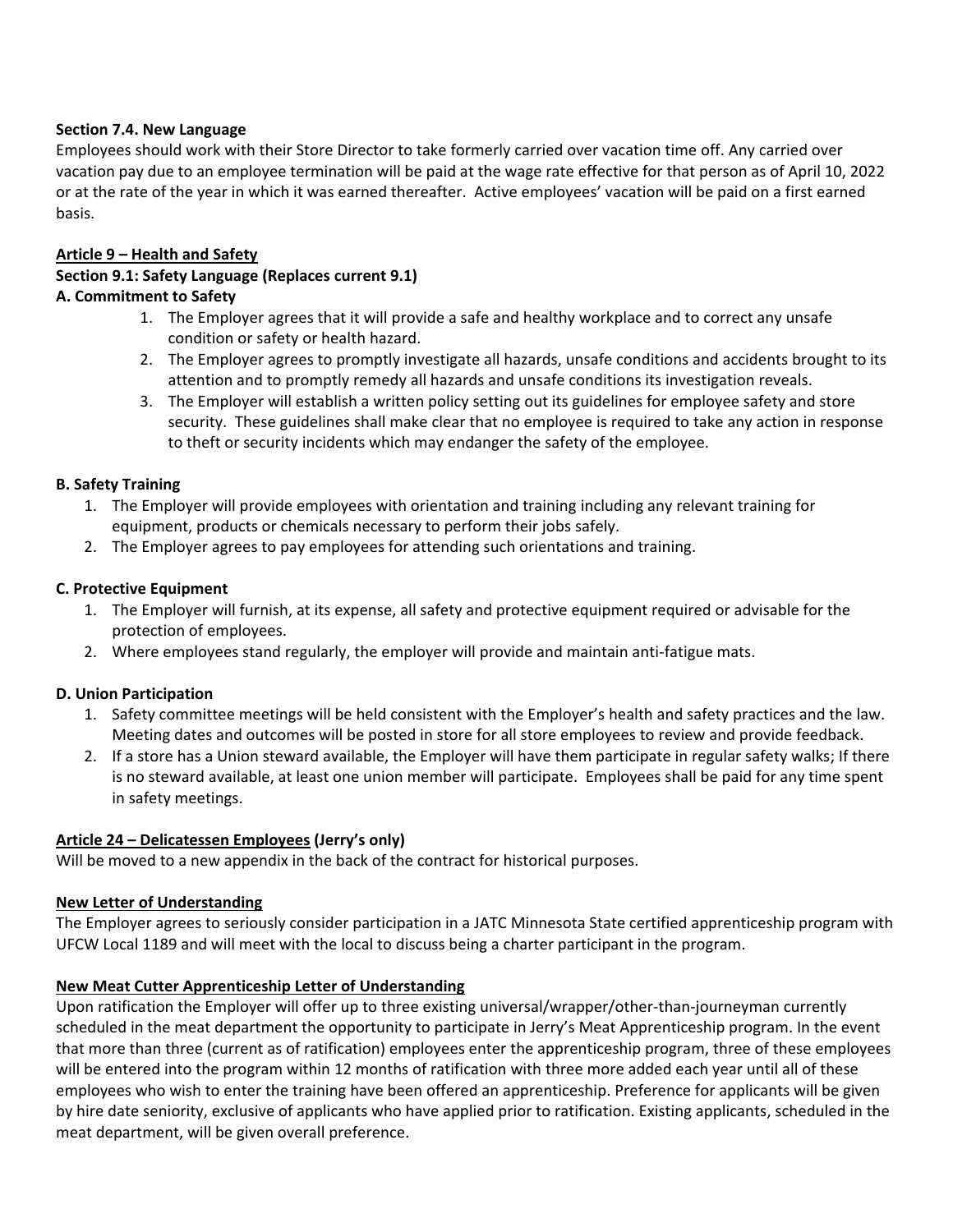**Section 7.4. New Language**

Employees should work with their Store Director to take formerly carried over vacation time off. Any carried over vacation pay due to an employee termination will be paid at the wage rate effective for that person as of April 10, 2022 or at the rate of the year in which it was earned thereafter. Active employees' vacation will be paid on a first earned basis.

**Article 9 – Health and Safety**

**Section 9.1: Safety Language (Replaces current 9.1)**

**A. Commitment to Safety**

1. The Employer agrees that it will provide a safe and healthy workplace and to correct any unsafe condition or safety or health hazard.
2. The Employer agrees to promptly investigate all hazards, unsafe conditions and accidents brought to its attention and to promptly remedy all hazards and unsafe conditions its investigation reveals.
3. The Employer will establish a written policy setting out its guidelines for employee safety and store security. These guidelines shall make clear that no employee is required to take any action in response to theft or security incidents which may endanger the safety of the employee.

**B. Safety Training**

1. The Employer will provide employees with orientation and training including any relevant training for equipment, products or chemicals necessary to perform their jobs safely.
2. The Employer agrees to pay employees for attending such orientations and training.

**C. Protective Equipment**

1. The Employer will furnish, at its expense, all safety and protective equipment required or advisable for the protection of employees.
2. Where employees stand regularly, the employer will provide and maintain anti-fatigue mats.

**D. Union Participation**

1. Safety committee meetings will be held consistent with the Employer's health and safety practices and the law. Meeting dates and outcomes will be posted in store for all store employees to review and provide feedback.
2. If a store has a Union steward available, the Employer will have them participate in regular safety walks; If there is no steward available, at least one union member will participate. Employees shall be paid for any time spent in safety meetings.

**Article 24 – Delicatessen Employees (Jerry's only)**

Will be moved to a new appendix in the back of the contract for historical purposes.

**New Letter of Understanding**

The Employer agrees to seriously consider participation in a JATC Minnesota State certified apprenticeship program with UFCW Local 1189 and will meet with the local to discuss being a charter participant in the program.

**New Meat Cutter Apprenticeship Letter of Understanding**

Upon ratification the Employer will offer up to three existing universal/wrapper/other-than-journeyman currently scheduled in the meat department the opportunity to participate in Jerry's Meat Apprenticeship program. In the event that more than three (current as of ratification) employees enter the apprenticeship program, three of these employees will be entered into the program within 12 months of ratification with three more added each year until all of these employees who wish to enter the training have been offered an apprenticeship. Preference for applicants will be given by hire date seniority, exclusive of applicants who have applied prior to ratification. Existing applicants, scheduled in the meat department, will be given overall preference.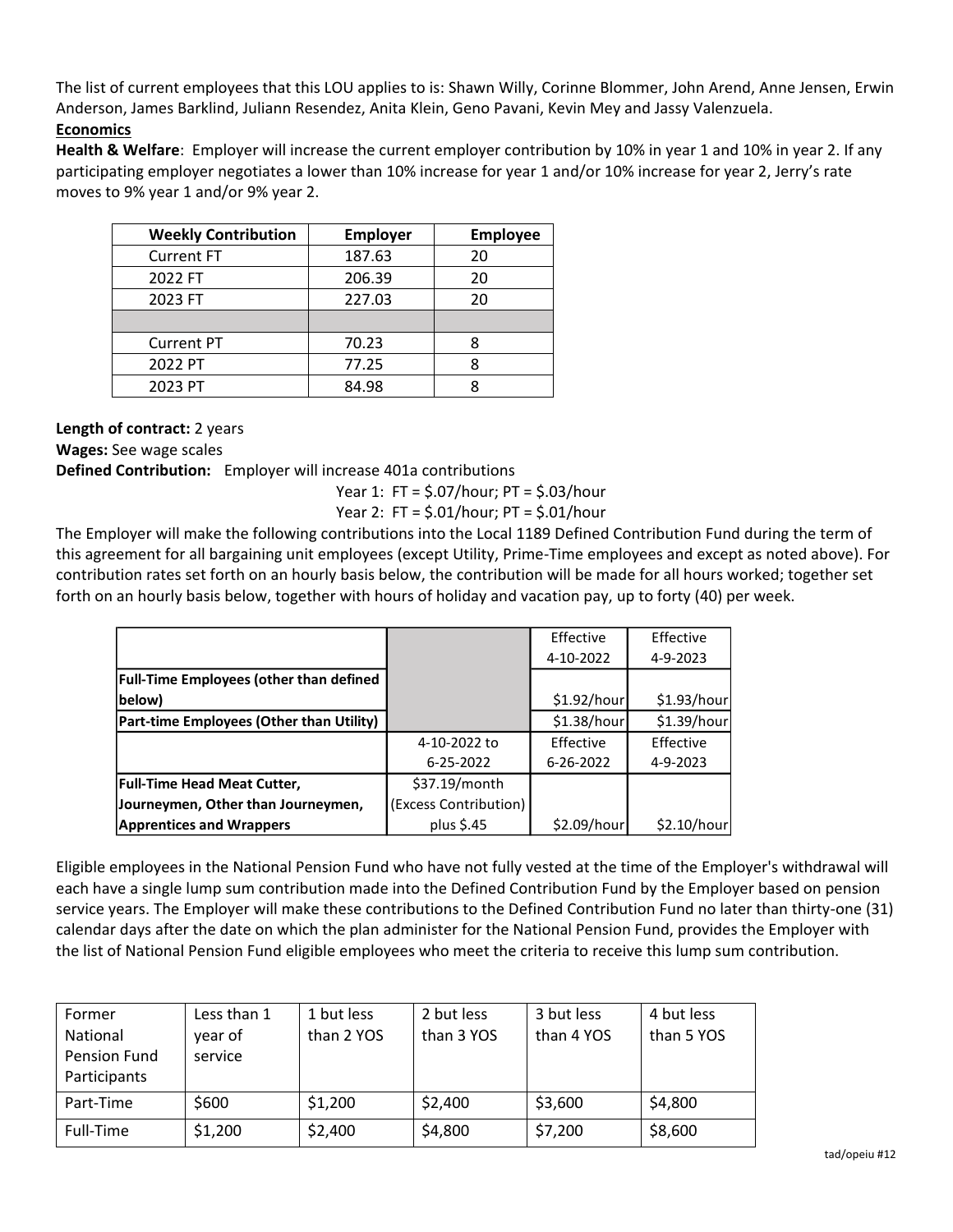The list of current employees that this LOU applies to is: Shawn Willy, Corinne Blommer, John Arend, Anne Jensen, Erwin Anderson, James Barklind, Juliann Resendez, Anita Klein, Geno Pavani, Kevin Mey and Jassy Valenzuela.

**Economics**

**Health & Welfare**: Employer will increase the current employer contribution by 10% in year 1 and 10% in year 2. If any participating employer negotiates a lower than 10% increase for year 1 and/or 10% increase for year 2, Jerry's rate moves to 9% year 1 and/or 9% year 2.

| Weekly Contribution | Employer | Employee |
|---|---|---|
| Current FT | 187.63 | 20 |
| 2022 FT | 206.39 | 20 |
| 2023 FT | 227.03 | 20 |
| | | |
| Current PT | 70.23 | 8 |
| 2022 PT | 77.25 | 8 |
| 2023 PT | 84.98 | 8 |

**Length of contract:** 2 years

**Wages:** See wage scales

**Defined Contribution:** Employer will increase 401a contributions

Year 1: FT = $.07/hour; PT = $.03/hour

Year 2: FT = $.01/hour; PT = $.01/hour

The Employer will make the following contributions into the Local 1189 Defined Contribution Fund during the term of this agreement for all bargaining unit employees (except Utility, Prime-Time employees and except as noted above). For contribution rates set forth on an hourly basis below, the contribution will be made for all hours worked; together set forth on an hourly basis below, together with hours of holiday and vacation pay, up to forty (40) per week.

| | | Effective 4-10-2022 | Effective 4-9-2023 |
|---|---|---|---|
| **Full-Time Employees (other than defined below)** | | $1.92/hour | $1.93/hour |
| **Part-time Employees (Other than Utility)** | | $1.38/hour | $1.39/hour |
| | 4-10-2022 to 6-25-2022 | Effective 6-26-2022 | Effective 4-9-2023 |
| **Full-Time Head Meat Cutter, Journeymen, Other than Journeymen, Apprentices and Wrappers** | $37.19/month (Excess Contribution) plus $.45 | $2.09/hour | $2.10/hour |

Eligible employees in the National Pension Fund who have not fully vested at the time of the Employer's withdrawal will each have a single lump sum contribution made into the Defined Contribution Fund by the Employer based on pension service years. The Employer will make these contributions to the Defined Contribution Fund no later than thirty-one (31) calendar days after the date on which the plan administer for the National Pension Fund, provides the Employer with the list of National Pension Fund eligible employees who meet the criteria to receive this lump sum contribution.

| Former National Pension Fund Participants | Less than 1 year of service | 1 but less than 2 YOS | 2 but less than 3 YOS | 3 but less than 4 YOS | 4 but less than 5 YOS |
|---|---|---|---|---|---|
| Part-Time | $600 | $1,200 | $2,400 | $3,600 | $4,800 |
| Full-Time | $1,200 | $2,400 | $4,800 | $7,200 | $8,600 |

tad/opeiu #12